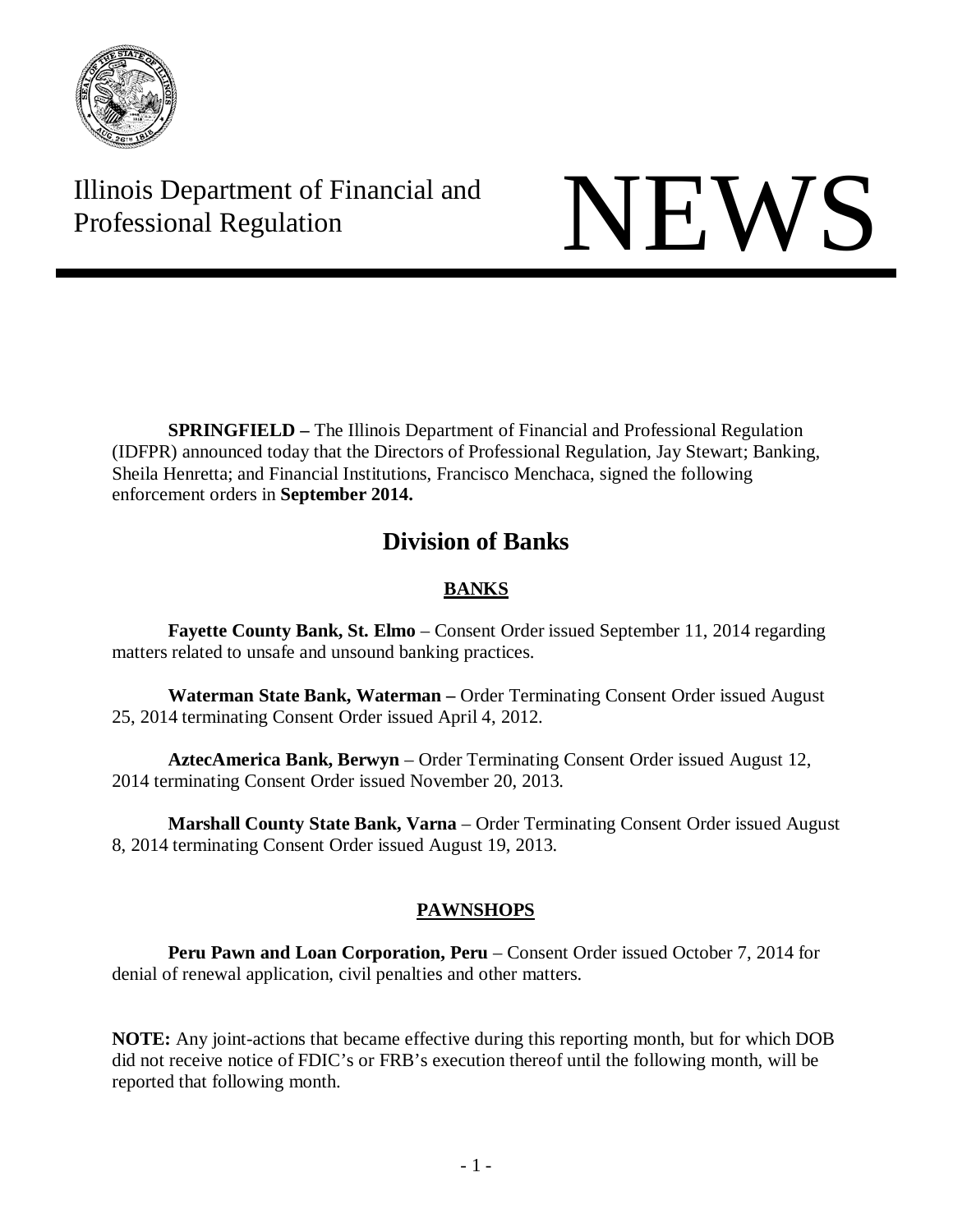Illinois Department of Financial and Professional Regulation

# NEWS

**SPRINGFIELD –** The Illinois Department of Financial and Professional Regulation (IDFPR) announced today that the Directors of Professional Regulation, Jay Stewart; Banking, Sheila Henretta; and Financial Institutions, Francisco Menchaca, signed the following enforcement orders in **September 2014.**

## Division of Banks

### BANKS

**Fayette County Bank, St. Elmo** – Consent Order issued September 11, 2014 regarding matters related to unsafe and unsound banking practices.

**Waterman State Bank, Waterman –** Order Terminating Consent Order issued August 25, 2014 terminating Consent Order issued April 4, 2012.

**AztecAmerica Bank, Berwyn** – Order Terminating Consent Order issued August 12, 2014 terminating Consent Order issued November 20, 2013.

**Marshall County State Bank, Varna** – Order Terminating Consent Order issued August 8, 2014 terminating Consent Order issued August 19, 2013.

### PAWNSHOPS

**Peru Pawn and Loan Corporation, Peru** – Consent Order issued October 7, 2014 for denial of renewal application, civil penalties and other matters.

**NOTE:** Any joint-actions that became effective during this reporting month, but for which DOB did not receive notice of FDIC's or FRB's execution thereof until the following month, will be reported that following month.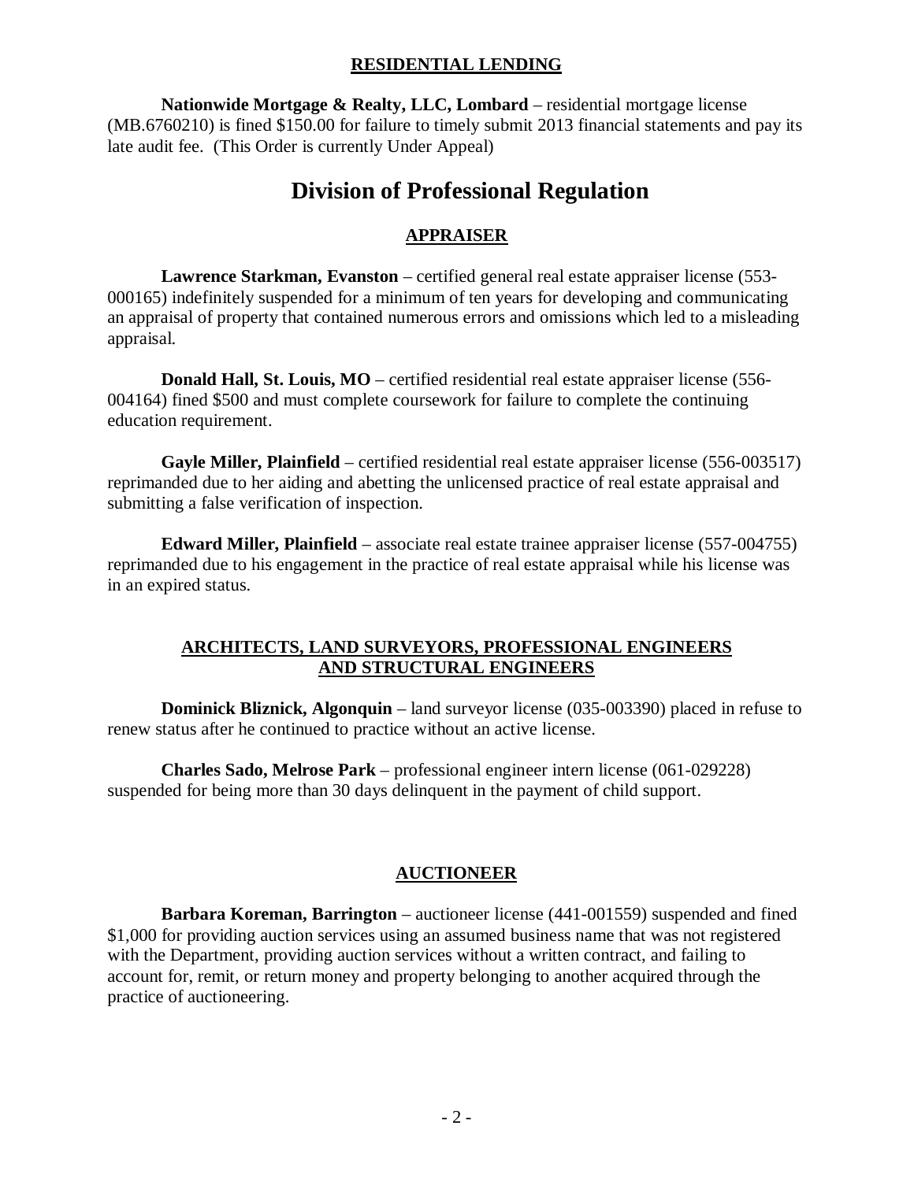## RESIDENTIAL LENDING

**Nationwide Mortgage & Realty, LLC, Lombard** – residential mortgage license (MB.6760210) is fined $150.00 for failure to timely submit 2013 financial statements and pay its late audit fee. (This Order is currently Under Appeal)

# Division of Professional Regulation

## APPRAISER

**Lawrence Starkman, Evanston** – certified general real estate appraiser license (553-000165) indefinitely suspended for a minimum of ten years for developing and communicating an appraisal of property that contained numerous errors and omissions which led to a misleading appraisal.

**Donald Hall, St. Louis, MO** – certified residential real estate appraiser license (556-004164) fined $500 and must complete coursework for failure to complete the continuing education requirement.

**Gayle Miller, Plainfield** – certified residential real estate appraiser license (556-003517) reprimanded due to her aiding and abetting the unlicensed practice of real estate appraisal and submitting a false verification of inspection.

**Edward Miller, Plainfield** – associate real estate trainee appraiser license (557-004755) reprimanded due to his engagement in the practice of real estate appraisal while his license was in an expired status.

## ARCHITECTS, LAND SURVEYORS, PROFESSIONAL ENGINEERS AND STRUCTURAL ENGINEERS

**Dominick Bliznick, Algonquin** – land surveyor license (035-003390) placed in refuse to renew status after he continued to practice without an active license.

**Charles Sado, Melrose Park** – professional engineer intern license (061-029228) suspended for being more than 30 days delinquent in the payment of child support.

## AUCTIONEER

**Barbara Koreman, Barrington** – auctioneer license (441-001559) suspended and fined $1,000 for providing auction services using an assumed business name that was not registered with the Department, providing auction services without a written contract, and failing to account for, remit, or return money and property belonging to another acquired through the practice of auctioneering.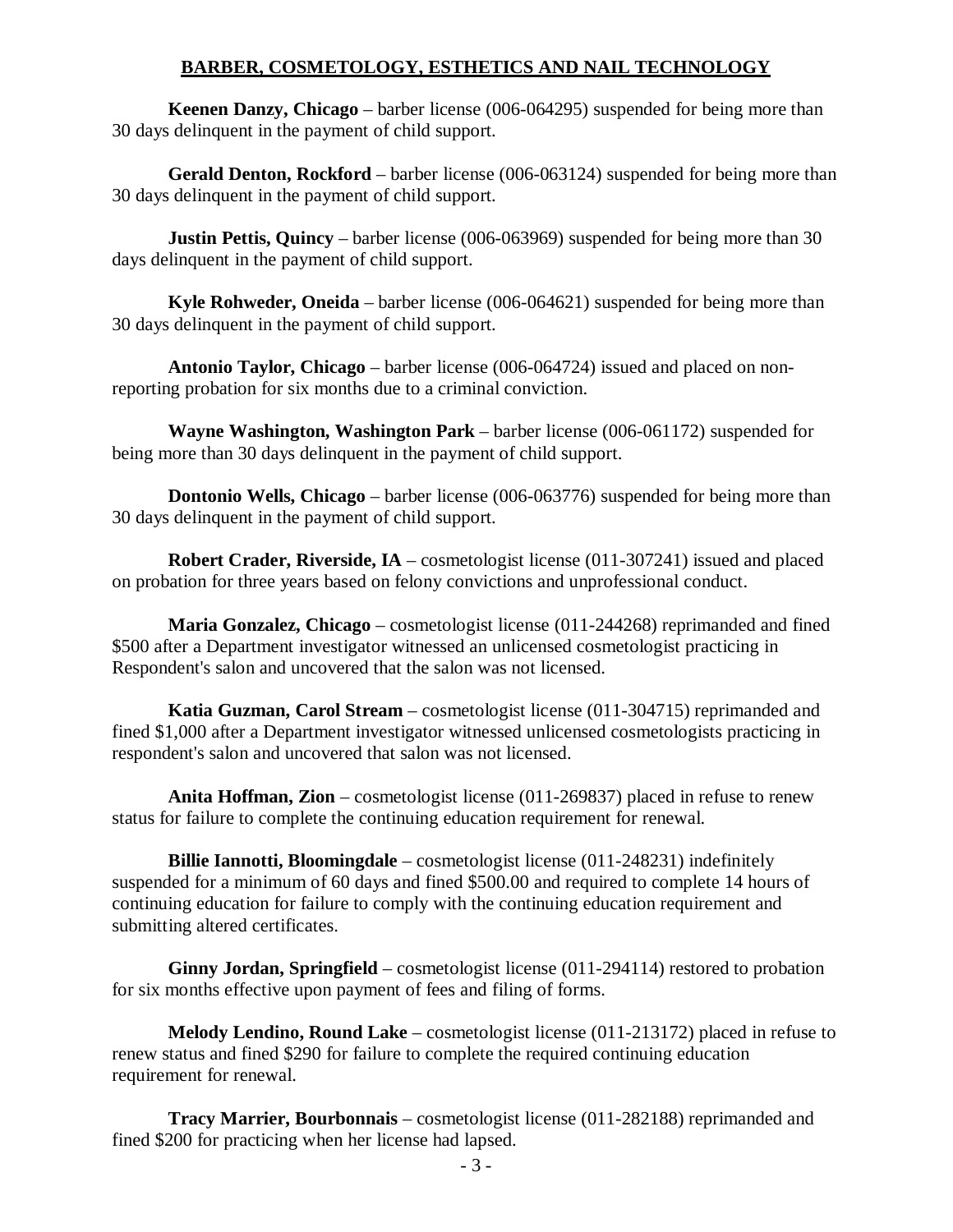## BARBER, COSMETOLOGY, ESTHETICS AND NAIL TECHNOLOGY

**Keenen Danzy, Chicago** – barber license (006-064295) suspended for being more than 30 days delinquent in the payment of child support.

**Gerald Denton, Rockford** – barber license (006-063124) suspended for being more than 30 days delinquent in the payment of child support.

**Justin Pettis, Quincy** – barber license (006-063969) suspended for being more than 30 days delinquent in the payment of child support.

**Kyle Rohweder, Oneida** – barber license (006-064621) suspended for being more than 30 days delinquent in the payment of child support.

**Antonio Taylor, Chicago** – barber license (006-064724) issued and placed on non-reporting probation for six months due to a criminal conviction.

**Wayne Washington, Washington Park** – barber license (006-061172) suspended for being more than 30 days delinquent in the payment of child support.

**Dontonio Wells, Chicago** – barber license (006-063776) suspended for being more than 30 days delinquent in the payment of child support.

**Robert Crader, Riverside, IA** – cosmetologist license (011-307241) issued and placed on probation for three years based on felony convictions and unprofessional conduct.

**Maria Gonzalez, Chicago** – cosmetologist license (011-244268) reprimanded and fined $500 after a Department investigator witnessed an unlicensed cosmetologist practicing in Respondent's salon and uncovered that the salon was not licensed.

**Katia Guzman, Carol Stream** – cosmetologist license (011-304715) reprimanded and fined $1,000 after a Department investigator witnessed unlicensed cosmetologists practicing in respondent's salon and uncovered that salon was not licensed.

**Anita Hoffman, Zion** – cosmetologist license (011-269837) placed in refuse to renew status for failure to complete the continuing education requirement for renewal.

**Billie Iannotti, Bloomingdale** – cosmetologist license (011-248231) indefinitely suspended for a minimum of 60 days and fined $500.00 and required to complete 14 hours of continuing education for failure to comply with the continuing education requirement and submitting altered certificates.

**Ginny Jordan, Springfield** – cosmetologist license (011-294114) restored to probation for six months effective upon payment of fees and filing of forms.

**Melody Lendino, Round Lake** – cosmetologist license (011-213172) placed in refuse to renew status and fined $290 for failure to complete the required continuing education requirement for renewal.

**Tracy Marrier, Bourbonnais** – cosmetologist license (011-282188) reprimanded and fined $200 for practicing when her license had lapsed.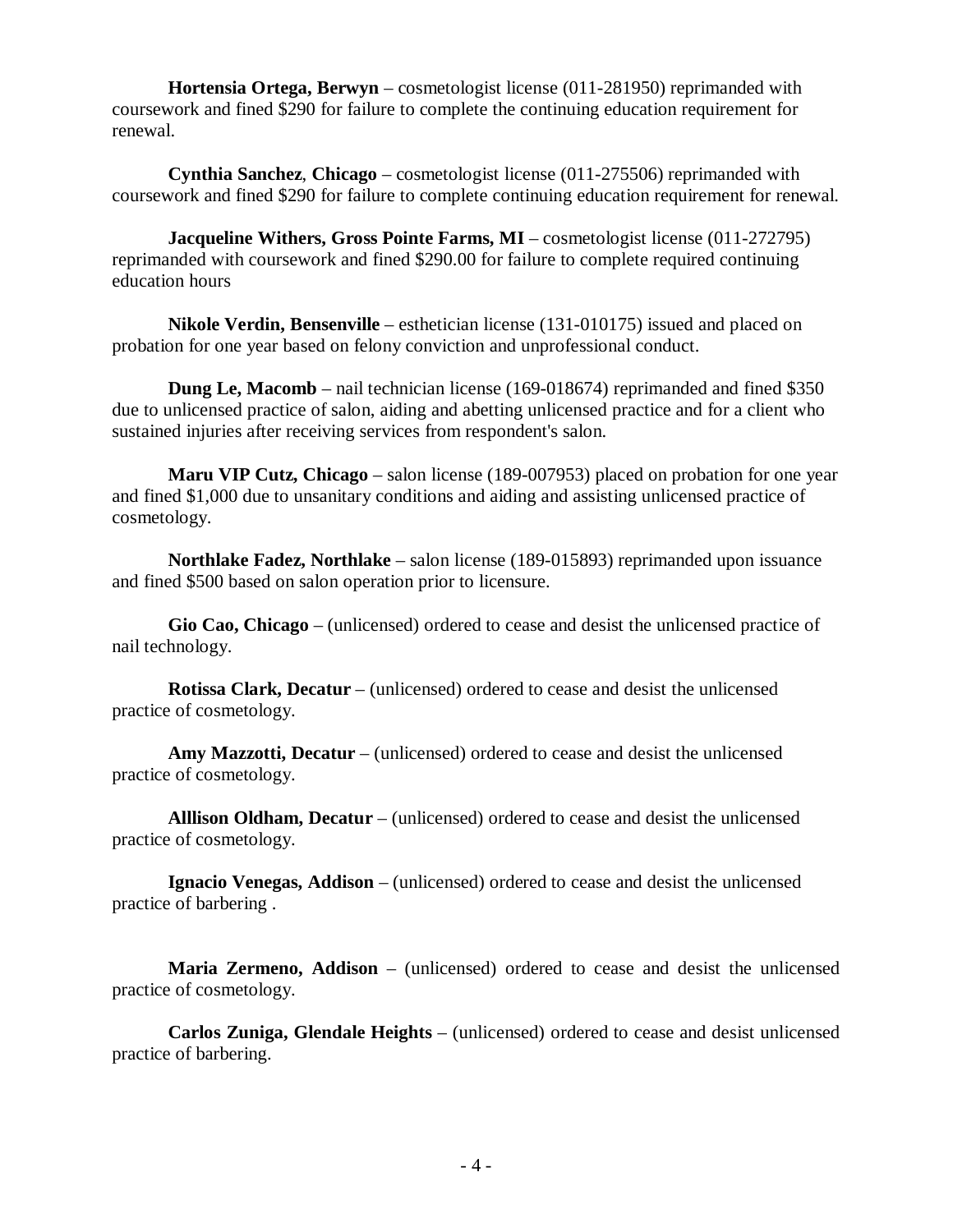**Hortensia Ortega, Berwyn** – cosmetologist license (011-281950) reprimanded with coursework and fined $290 for failure to complete the continuing education requirement for renewal.

**Cynthia Sanchez**, **Chicago** – cosmetologist license (011-275506) reprimanded with coursework and fined $290 for failure to complete continuing education requirement for renewal.

**Jacqueline Withers, Gross Pointe Farms, MI** – cosmetologist license (011-272795) reprimanded with coursework and fined $290.00 for failure to complete required continuing education hours

**Nikole Verdin, Bensenville** – esthetician license (131-010175) issued and placed on probation for one year based on felony conviction and unprofessional conduct.

**Dung Le, Macomb** – nail technician license (169-018674) reprimanded and fined $350 due to unlicensed practice of salon, aiding and abetting unlicensed practice and for a client who sustained injuries after receiving services from respondent's salon.

**Maru VIP Cutz, Chicago** – salon license (189-007953) placed on probation for one year and fined $1,000 due to unsanitary conditions and aiding and assisting unlicensed practice of cosmetology.

**Northlake Fadez, Northlake** – salon license (189-015893) reprimanded upon issuance and fined $500 based on salon operation prior to licensure.

**Gio Cao, Chicago** – (unlicensed) ordered to cease and desist the unlicensed practice of nail technology.

**Rotissa Clark, Decatur** – (unlicensed) ordered to cease and desist the unlicensed practice of cosmetology.

**Amy Mazzotti, Decatur** – (unlicensed) ordered to cease and desist the unlicensed practice of cosmetology.

**Alllison Oldham, Decatur** – (unlicensed) ordered to cease and desist the unlicensed practice of cosmetology.

**Ignacio Venegas, Addison** – (unlicensed) ordered to cease and desist the unlicensed practice of barbering .

**Maria Zermeno, Addison** – (unlicensed) ordered to cease and desist the unlicensed practice of cosmetology.

**Carlos Zuniga, Glendale Heights** – (unlicensed) ordered to cease and desist unlicensed practice of barbering.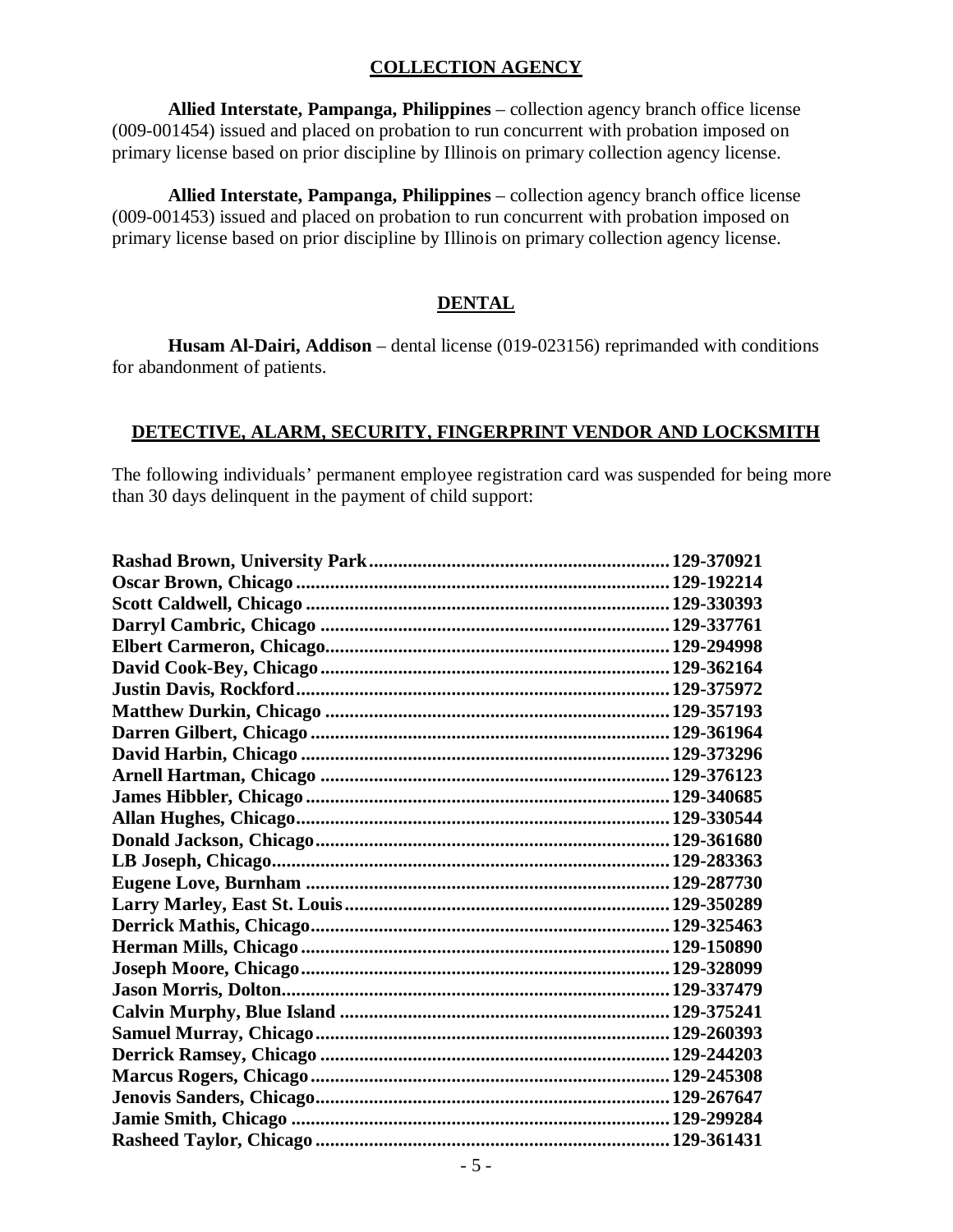## COLLECTION AGENCY

**Allied Interstate, Pampanga, Philippines** – collection agency branch office license (009-001454) issued and placed on probation to run concurrent with probation imposed on primary license based on prior discipline by Illinois on primary collection agency license.

**Allied Interstate, Pampanga, Philippines** – collection agency branch office license (009-001453) issued and placed on probation to run concurrent with probation imposed on primary license based on prior discipline by Illinois on primary collection agency license.

## DENTAL

**Husam Al-Dairi, Addison** – dental license (019-023156) reprimanded with conditions for abandonment of patients.

## DETECTIVE, ALARM, SECURITY, FINGERPRINT VENDOR AND LOCKSMITH

The following individuals' permanent employee registration card was suspended for being more than 30 days delinquent in the payment of child support:

**Rashad Brown, University Park** .......... **129-370921**
**Oscar Brown, Chicago** .......... **129-192214**
**Scott Caldwell, Chicago** .......... **129-330393**
**Darryl Cambric, Chicago** .......... **129-337761**
**Elbert Carmeron, Chicago** .......... **129-294998**
**David Cook-Bey, Chicago** .......... **129-362164**
**Justin Davis, Rockford** .......... **129-375972**
**Matthew Durkin, Chicago** .......... **129-357193**
**Darren Gilbert, Chicago** .......... **129-361964**
**David Harbin, Chicago** .......... **129-373296**
**Arnell Hartman, Chicago** .......... **129-376123**
**James Hibbler, Chicago** .......... **129-340685**
**Allan Hughes, Chicago** .......... **129-330544**
**Donald Jackson, Chicago** .......... **129-361680**
**LB Joseph, Chicago** .......... **129-283363**
**Eugene Love, Burnham** .......... **129-287730**
**Larry Marley, East St. Louis** .......... **129-350289**
**Derrick Mathis, Chicago** .......... **129-325463**
**Herman Mills, Chicago** .......... **129-150890**
**Joseph Moore, Chicago** .......... **129-328099**
**Jason Morris, Dolton** .......... **129-337479**
**Calvin Murphy, Blue Island** .......... **129-375241**
**Samuel Murray, Chicago** .......... **129-260393**
**Derrick Ramsey, Chicago** .......... **129-244203**
**Marcus Rogers, Chicago** .......... **129-245308**
**Jenovis Sanders, Chicago** .......... **129-267647**
**Jamie Smith, Chicago** .......... **129-299284**
**Rasheed Taylor, Chicago** .......... **129-361431**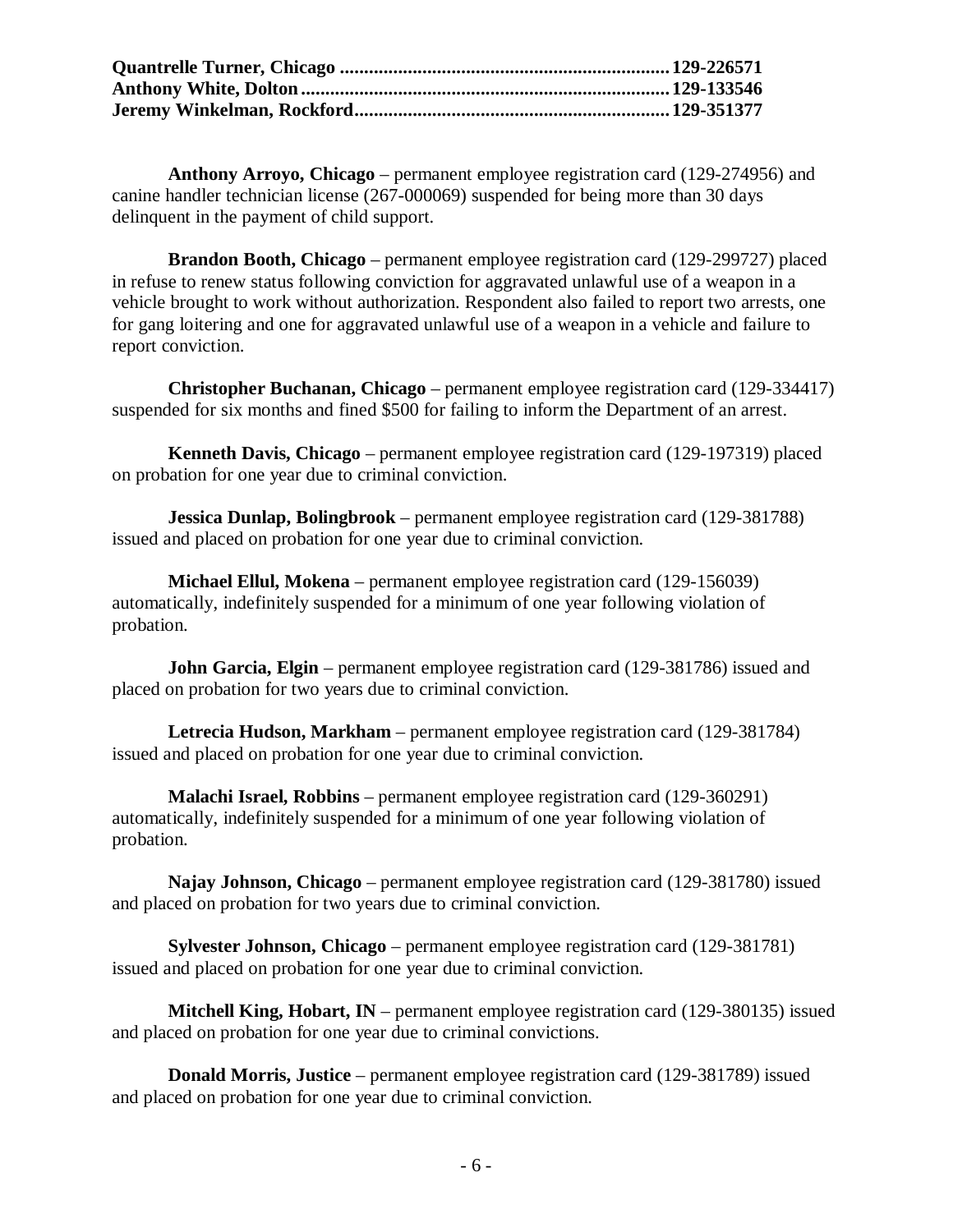**Quantrelle Turner, Chicago ................................................................. 129-226571**
**Anthony White, Dolton ........................................................................ 129-133546**
**Jeremy Winkelman, Rockford ............................................................. 129-351377**

**Anthony Arroyo, Chicago** – permanent employee registration card (129-274956) and canine handler technician license (267-000069) suspended for being more than 30 days delinquent in the payment of child support.

**Brandon Booth, Chicago** – permanent employee registration card (129-299727) placed in refuse to renew status following conviction for aggravated unlawful use of a weapon in a vehicle brought to work without authorization. Respondent also failed to report two arrests, one for gang loitering and one for aggravated unlawful use of a weapon in a vehicle and failure to report conviction.

**Christopher Buchanan, Chicago** – permanent employee registration card (129-334417) suspended for six months and fined $500 for failing to inform the Department of an arrest.

**Kenneth Davis, Chicago** – permanent employee registration card (129-197319) placed on probation for one year due to criminal conviction.

**Jessica Dunlap, Bolingbrook** – permanent employee registration card (129-381788) issued and placed on probation for one year due to criminal conviction.

**Michael Ellul, Mokena** – permanent employee registration card (129-156039) automatically, indefinitely suspended for a minimum of one year following violation of probation.

**John Garcia, Elgin** – permanent employee registration card (129-381786) issued and placed on probation for two years due to criminal conviction.

**Letrecia Hudson, Markham** – permanent employee registration card (129-381784) issued and placed on probation for one year due to criminal conviction.

**Malachi Israel, Robbins** – permanent employee registration card (129-360291) automatically, indefinitely suspended for a minimum of one year following violation of probation.

**Najay Johnson, Chicago** – permanent employee registration card (129-381780) issued and placed on probation for two years due to criminal conviction.

**Sylvester Johnson, Chicago** – permanent employee registration card (129-381781) issued and placed on probation for one year due to criminal conviction.

**Mitchell King, Hobart, IN** – permanent employee registration card (129-380135) issued and placed on probation for one year due to criminal convictions.

**Donald Morris, Justice** – permanent employee registration card (129-381789) issued and placed on probation for one year due to criminal conviction.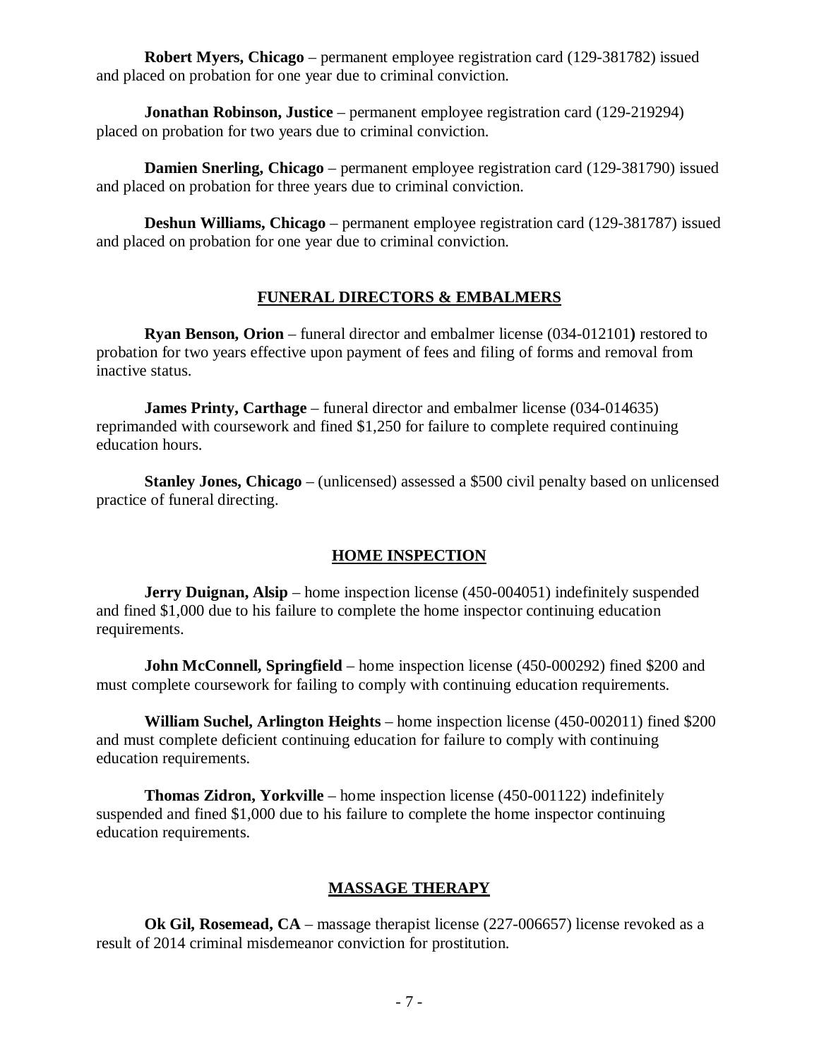**Robert Myers, Chicago** – permanent employee registration card (129-381782) issued and placed on probation for one year due to criminal conviction.

**Jonathan Robinson, Justice** – permanent employee registration card (129-219294) placed on probation for two years due to criminal conviction.

**Damien Snerling, Chicago** – permanent employee registration card (129-381790) issued and placed on probation for three years due to criminal conviction.

**Deshun Williams, Chicago** – permanent employee registration card (129-381787) issued and placed on probation for one year due to criminal conviction.

## FUNERAL DIRECTORS & EMBALMERS

**Ryan Benson, Orion** – funeral director and embalmer license (034-012101**)** restored to probation for two years effective upon payment of fees and filing of forms and removal from inactive status.

**James Printy, Carthage** – funeral director and embalmer license (034-014635) reprimanded with coursework and fined $1,250 for failure to complete required continuing education hours.

**Stanley Jones, Chicago** – (unlicensed) assessed a $500 civil penalty based on unlicensed practice of funeral directing.

## HOME INSPECTION

**Jerry Duignan, Alsip** – home inspection license (450-004051) indefinitely suspended and fined $1,000 due to his failure to complete the home inspector continuing education requirements.

**John McConnell, Springfield** – home inspection license (450-000292) fined $200 and must complete coursework for failing to comply with continuing education requirements.

**William Suchel, Arlington Heights** – home inspection license (450-002011) fined $200 and must complete deficient continuing education for failure to comply with continuing education requirements.

**Thomas Zidron, Yorkville** – home inspection license (450-001122) indefinitely suspended and fined $1,000 due to his failure to complete the home inspector continuing education requirements.

## MASSAGE THERAPY

**Ok Gil, Rosemead, CA** – massage therapist license (227-006657) license revoked as a result of 2014 criminal misdemeanor conviction for prostitution.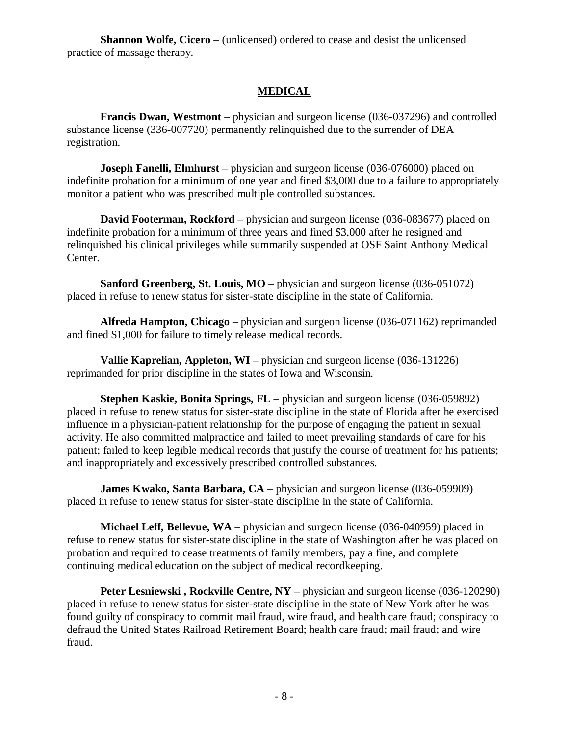**Shannon Wolfe, Cicero** – (unlicensed) ordered to cease and desist the unlicensed practice of massage therapy.

## MEDICAL

**Francis Dwan, Westmont** – physician and surgeon license (036-037296) and controlled substance license (336-007720) permanently relinquished due to the surrender of DEA registration.

**Joseph Fanelli, Elmhurst** – physician and surgeon license (036-076000) placed on indefinite probation for a minimum of one year and fined $3,000 due to a failure to appropriately monitor a patient who was prescribed multiple controlled substances.

**David Footerman, Rockford** – physician and surgeon license (036-083677) placed on indefinite probation for a minimum of three years and fined $3,000 after he resigned and relinquished his clinical privileges while summarily suspended at OSF Saint Anthony Medical Center.

**Sanford Greenberg, St. Louis, MO** – physician and surgeon license (036-051072) placed in refuse to renew status for sister-state discipline in the state of California.

**Alfreda Hampton, Chicago** – physician and surgeon license (036-071162) reprimanded and fined $1,000 for failure to timely release medical records.

**Vallie Kaprelian, Appleton, WI** – physician and surgeon license (036-131226) reprimanded for prior discipline in the states of Iowa and Wisconsin.

**Stephen Kaskie, Bonita Springs, FL** – physician and surgeon license (036-059892) placed in refuse to renew status for sister-state discipline in the state of Florida after he exercised influence in a physician-patient relationship for the purpose of engaging the patient in sexual activity. He also committed malpractice and failed to meet prevailing standards of care for his patient; failed to keep legible medical records that justify the course of treatment for his patients; and inappropriately and excessively prescribed controlled substances.

**James Kwako, Santa Barbara, CA** – physician and surgeon license (036-059909) placed in refuse to renew status for sister-state discipline in the state of California.

**Michael Leff, Bellevue, WA** – physician and surgeon license (036-040959) placed in refuse to renew status for sister-state discipline in the state of Washington after he was placed on probation and required to cease treatments of family members, pay a fine, and complete continuing medical education on the subject of medical recordkeeping.

**Peter Lesniewski , Rockville Centre, NY** – physician and surgeon license (036-120290) placed in refuse to renew status for sister-state discipline in the state of New York after he was found guilty of conspiracy to commit mail fraud, wire fraud, and health care fraud; conspiracy to defraud the United States Railroad Retirement Board; health care fraud; mail fraud; and wire fraud.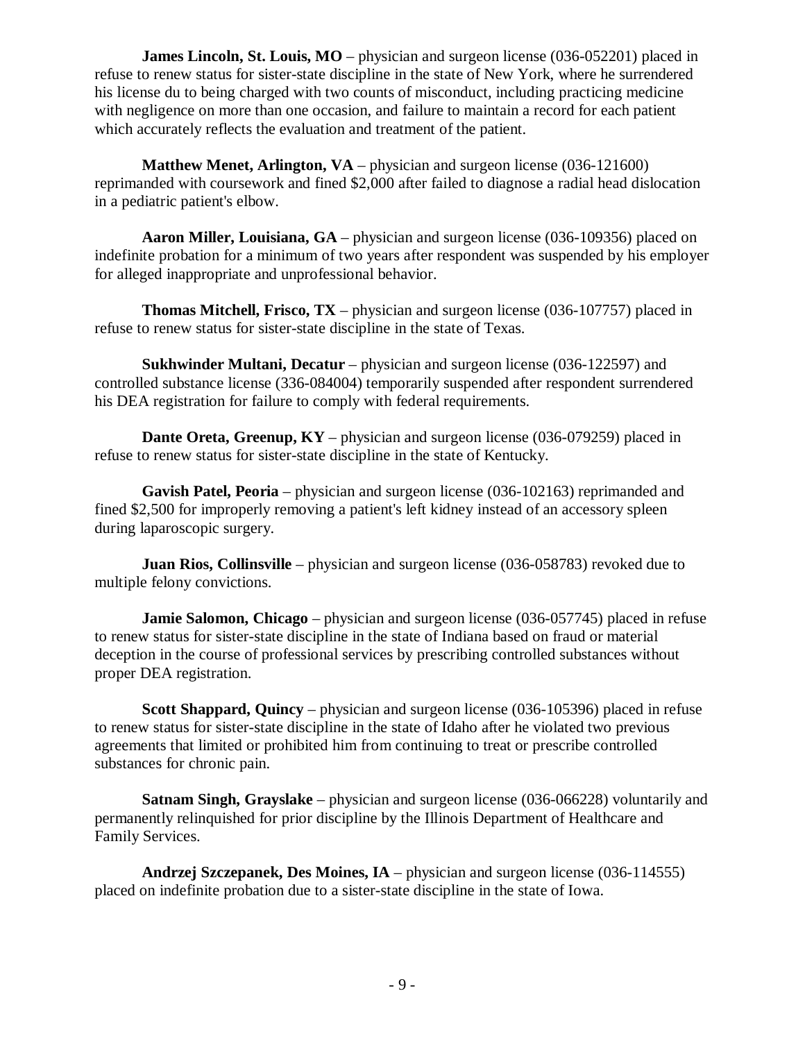**James Lincoln, St. Louis, MO** – physician and surgeon license (036-052201) placed in refuse to renew status for sister-state discipline in the state of New York, where he surrendered his license du to being charged with two counts of misconduct, including practicing medicine with negligence on more than one occasion, and failure to maintain a record for each patient which accurately reflects the evaluation and treatment of the patient.

**Matthew Menet, Arlington, VA** – physician and surgeon license (036-121600) reprimanded with coursework and fined $2,000 after failed to diagnose a radial head dislocation in a pediatric patient's elbow.

**Aaron Miller, Louisiana, GA** – physician and surgeon license (036-109356) placed on indefinite probation for a minimum of two years after respondent was suspended by his employer for alleged inappropriate and unprofessional behavior.

**Thomas Mitchell, Frisco, TX** – physician and surgeon license (036-107757) placed in refuse to renew status for sister-state discipline in the state of Texas.

**Sukhwinder Multani, Decatur** – physician and surgeon license (036-122597) and controlled substance license (336-084004) temporarily suspended after respondent surrendered his DEA registration for failure to comply with federal requirements.

**Dante Oreta, Greenup, KY** – physician and surgeon license (036-079259) placed in refuse to renew status for sister-state discipline in the state of Kentucky.

**Gavish Patel, Peoria** – physician and surgeon license (036-102163) reprimanded and fined $2,500 for improperly removing a patient's left kidney instead of an accessory spleen during laparoscopic surgery.

**Juan Rios, Collinsville** – physician and surgeon license (036-058783) revoked due to multiple felony convictions.

**Jamie Salomon, Chicago** – physician and surgeon license (036-057745) placed in refuse to renew status for sister-state discipline in the state of Indiana based on fraud or material deception in the course of professional services by prescribing controlled substances without proper DEA registration.

**Scott Shappard, Quincy** – physician and surgeon license (036-105396) placed in refuse to renew status for sister-state discipline in the state of Idaho after he violated two previous agreements that limited or prohibited him from continuing to treat or prescribe controlled substances for chronic pain.

**Satnam Singh, Grayslake** – physician and surgeon license (036-066228) voluntarily and permanently relinquished for prior discipline by the Illinois Department of Healthcare and Family Services.

**Andrzej Szczepanek, Des Moines, IA** – physician and surgeon license (036-114555) placed on indefinite probation due to a sister-state discipline in the state of Iowa.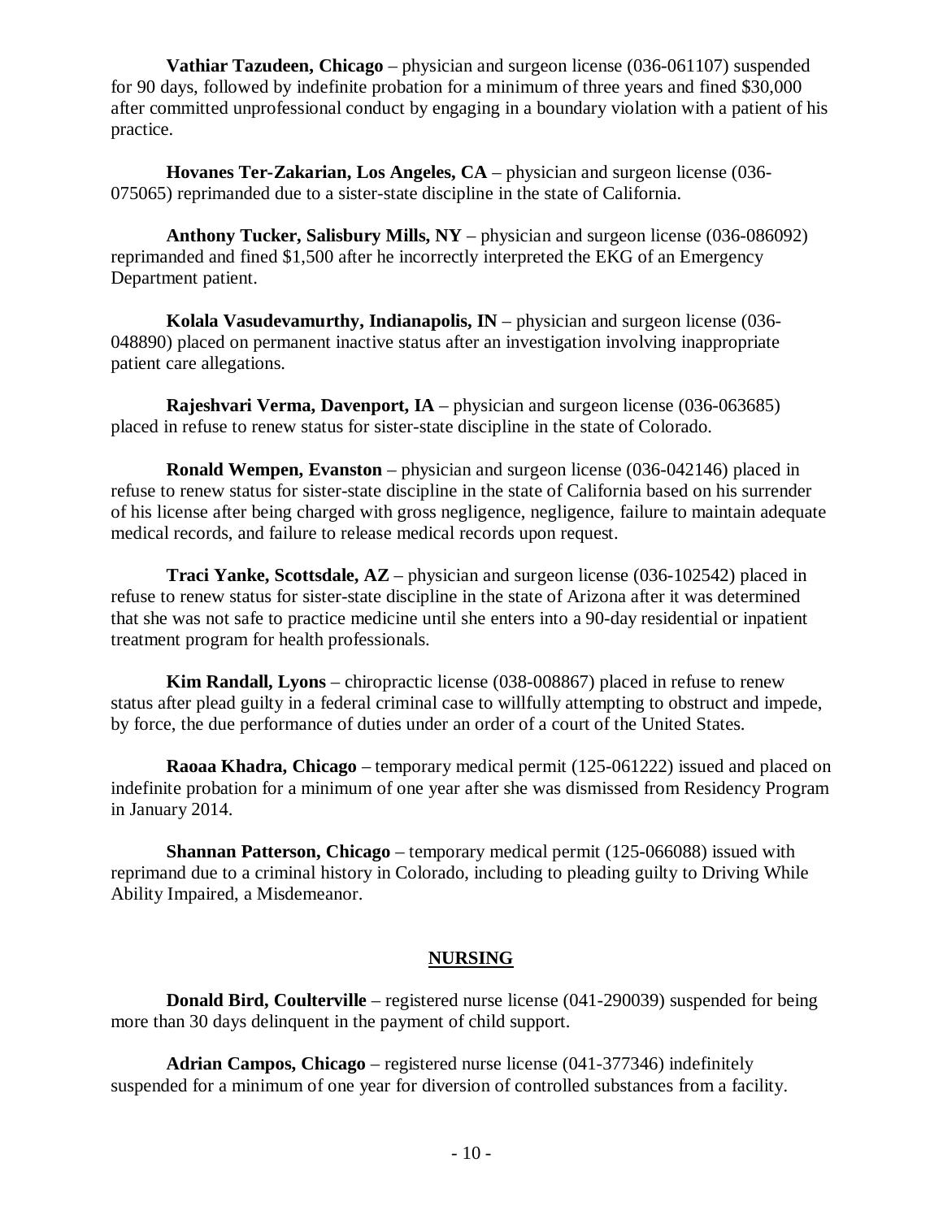**Vathiar Tazudeen, Chicago** – physician and surgeon license (036-061107) suspended for 90 days, followed by indefinite probation for a minimum of three years and fined $30,000 after committed unprofessional conduct by engaging in a boundary violation with a patient of his practice.

**Hovanes Ter-Zakarian, Los Angeles, CA** – physician and surgeon license (036-075065) reprimanded due to a sister-state discipline in the state of California.

**Anthony Tucker, Salisbury Mills, NY** – physician and surgeon license (036-086092) reprimanded and fined $1,500 after he incorrectly interpreted the EKG of an Emergency Department patient.

**Kolala Vasudevamurthy, Indianapolis, IN** – physician and surgeon license (036-048890) placed on permanent inactive status after an investigation involving inappropriate patient care allegations.

**Rajeshvari Verma, Davenport, IA** – physician and surgeon license (036-063685) placed in refuse to renew status for sister-state discipline in the state of Colorado.

**Ronald Wempen, Evanston** – physician and surgeon license (036-042146) placed in refuse to renew status for sister-state discipline in the state of California based on his surrender of his license after being charged with gross negligence, negligence, failure to maintain adequate medical records, and failure to release medical records upon request.

**Traci Yanke, Scottsdale, AZ** – physician and surgeon license (036-102542) placed in refuse to renew status for sister-state discipline in the state of Arizona after it was determined that she was not safe to practice medicine until she enters into a 90-day residential or inpatient treatment program for health professionals.

**Kim Randall, Lyons** – chiropractic license (038-008867) placed in refuse to renew status after plead guilty in a federal criminal case to willfully attempting to obstruct and impede, by force, the due performance of duties under an order of a court of the United States.

**Raoaa Khadra, Chicago** – temporary medical permit (125-061222) issued and placed on indefinite probation for a minimum of one year after she was dismissed from Residency Program in January 2014.

**Shannan Patterson, Chicago** – temporary medical permit (125-066088) issued with reprimand due to a criminal history in Colorado, including to pleading guilty to Driving While Ability Impaired, a Misdemeanor.

## NURSING

**Donald Bird, Coulterville** – registered nurse license (041-290039) suspended for being more than 30 days delinquent in the payment of child support.

**Adrian Campos, Chicago** – registered nurse license (041-377346) indefinitely suspended for a minimum of one year for diversion of controlled substances from a facility.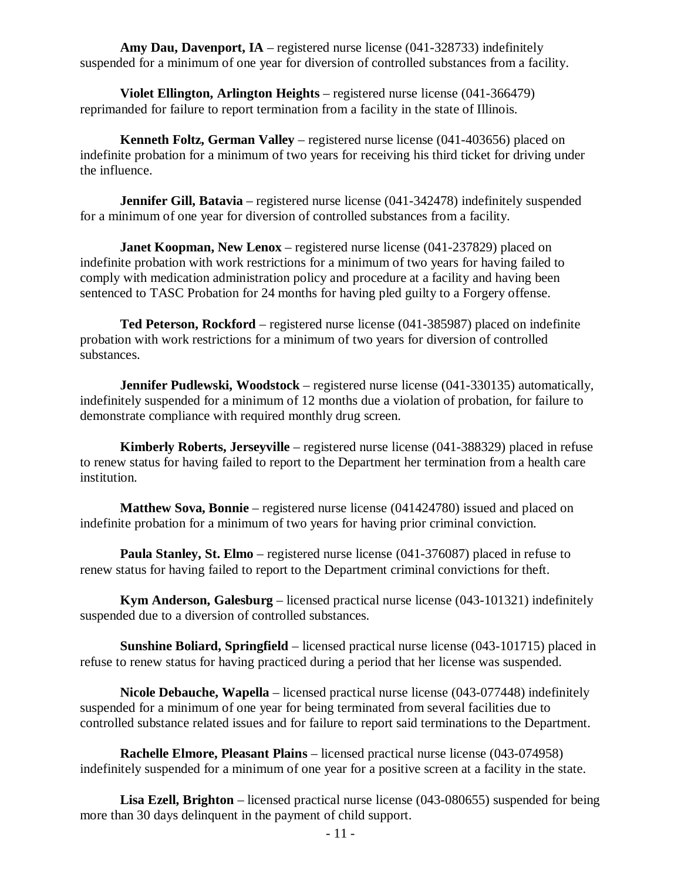**Amy Dau, Davenport, IA** – registered nurse license (041-328733) indefinitely suspended for a minimum of one year for diversion of controlled substances from a facility.

**Violet Ellington, Arlington Heights** – registered nurse license (041-366479) reprimanded for failure to report termination from a facility in the state of Illinois.

**Kenneth Foltz, German Valley** – registered nurse license (041-403656) placed on indefinite probation for a minimum of two years for receiving his third ticket for driving under the influence.

**Jennifer Gill, Batavia** – registered nurse license (041-342478) indefinitely suspended for a minimum of one year for diversion of controlled substances from a facility.

**Janet Koopman, New Lenox** – registered nurse license (041-237829) placed on indefinite probation with work restrictions for a minimum of two years for having failed to comply with medication administration policy and procedure at a facility and having been sentenced to TASC Probation for 24 months for having pled guilty to a Forgery offense.

**Ted Peterson, Rockford** – registered nurse license (041-385987) placed on indefinite probation with work restrictions for a minimum of two years for diversion of controlled substances.

**Jennifer Pudlewski, Woodstock** – registered nurse license (041-330135) automatically, indefinitely suspended for a minimum of 12 months due a violation of probation, for failure to demonstrate compliance with required monthly drug screen.

**Kimberly Roberts, Jerseyville** – registered nurse license (041-388329) placed in refuse to renew status for having failed to report to the Department her termination from a health care institution.

**Matthew Sova, Bonnie** – registered nurse license (041424780) issued and placed on indefinite probation for a minimum of two years for having prior criminal conviction.

**Paula Stanley, St. Elmo** – registered nurse license (041-376087) placed in refuse to renew status for having failed to report to the Department criminal convictions for theft.

**Kym Anderson, Galesburg** – licensed practical nurse license (043-101321) indefinitely suspended due to a diversion of controlled substances.

**Sunshine Boliard, Springfield** – licensed practical nurse license (043-101715) placed in refuse to renew status for having practiced during a period that her license was suspended.

**Nicole Debauche, Wapella** – licensed practical nurse license (043-077448) indefinitely suspended for a minimum of one year for being terminated from several facilities due to controlled substance related issues and for failure to report said terminations to the Department.

**Rachelle Elmore, Pleasant Plains** – licensed practical nurse license (043-074958) indefinitely suspended for a minimum of one year for a positive screen at a facility in the state.

**Lisa Ezell, Brighton** – licensed practical nurse license (043-080655) suspended for being more than 30 days delinquent in the payment of child support.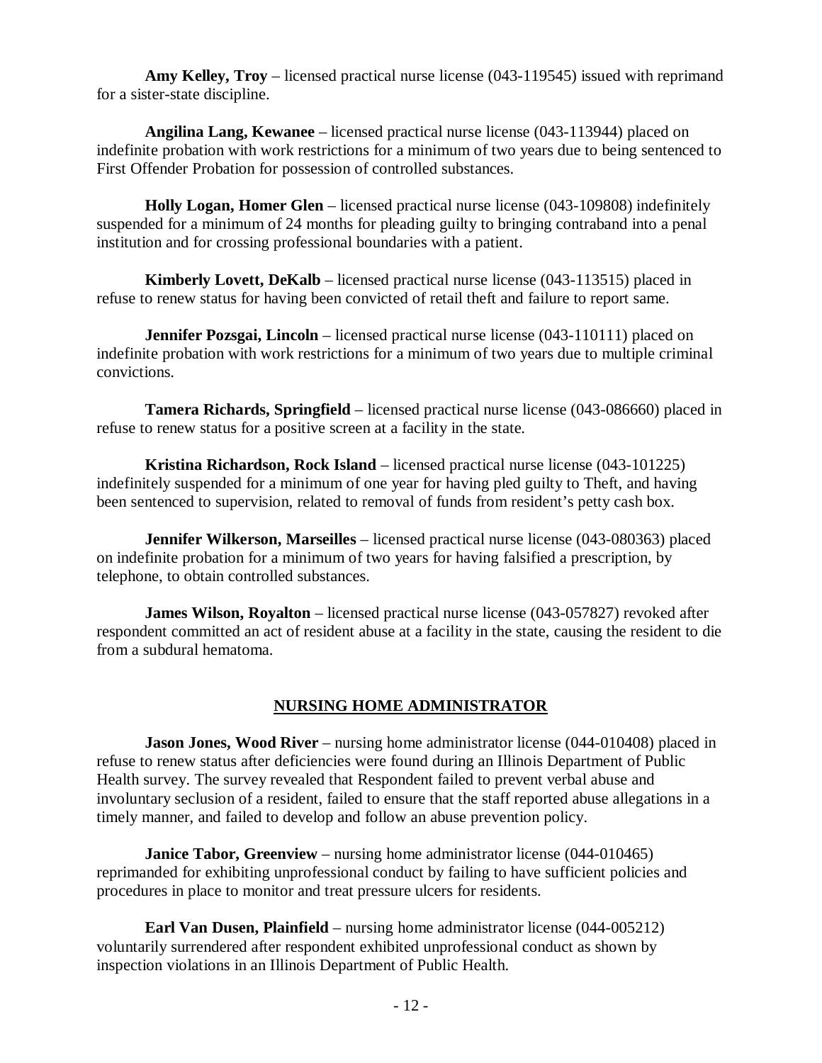**Amy Kelley, Troy** – licensed practical nurse license (043-119545) issued with reprimand for a sister-state discipline.

**Angilina Lang, Kewanee** – licensed practical nurse license (043-113944) placed on indefinite probation with work restrictions for a minimum of two years due to being sentenced to First Offender Probation for possession of controlled substances.

**Holly Logan, Homer Glen** – licensed practical nurse license (043-109808) indefinitely suspended for a minimum of 24 months for pleading guilty to bringing contraband into a penal institution and for crossing professional boundaries with a patient.

**Kimberly Lovett, DeKalb** – licensed practical nurse license (043-113515) placed in refuse to renew status for having been convicted of retail theft and failure to report same.

**Jennifer Pozsgai, Lincoln** – licensed practical nurse license (043-110111) placed on indefinite probation with work restrictions for a minimum of two years due to multiple criminal convictions.

**Tamera Richards, Springfield** – licensed practical nurse license (043-086660) placed in refuse to renew status for a positive screen at a facility in the state.

**Kristina Richardson, Rock Island** – licensed practical nurse license (043-101225) indefinitely suspended for a minimum of one year for having pled guilty to Theft, and having been sentenced to supervision, related to removal of funds from resident's petty cash box.

**Jennifer Wilkerson, Marseilles** – licensed practical nurse license (043-080363) placed on indefinite probation for a minimum of two years for having falsified a prescription, by telephone, to obtain controlled substances.

**James Wilson, Royalton** – licensed practical nurse license (043-057827) revoked after respondent committed an act of resident abuse at a facility in the state, causing the resident to die from a subdural hematoma.

## NURSING HOME ADMINISTRATOR

**Jason Jones, Wood River** – nursing home administrator license (044-010408) placed in refuse to renew status after deficiencies were found during an Illinois Department of Public Health survey. The survey revealed that Respondent failed to prevent verbal abuse and involuntary seclusion of a resident, failed to ensure that the staff reported abuse allegations in a timely manner, and failed to develop and follow an abuse prevention policy.

**Janice Tabor, Greenview** – nursing home administrator license (044-010465) reprimanded for exhibiting unprofessional conduct by failing to have sufficient policies and procedures in place to monitor and treat pressure ulcers for residents.

**Earl Van Dusen, Plainfield** – nursing home administrator license (044-005212) voluntarily surrendered after respondent exhibited unprofessional conduct as shown by inspection violations in an Illinois Department of Public Health.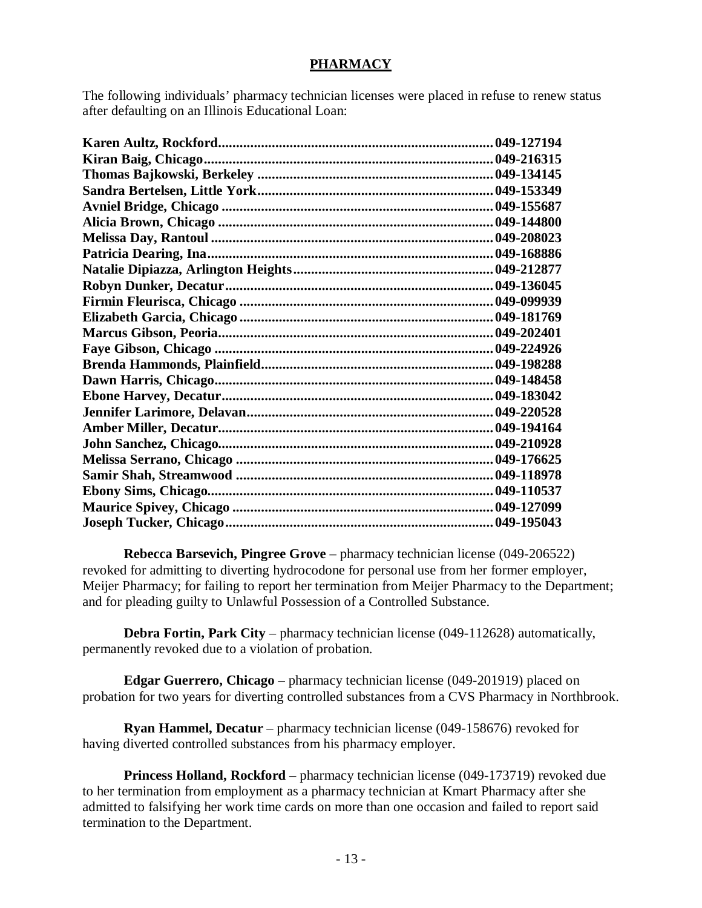## PHARMACY

The following individuals' pharmacy technician licenses were placed in refuse to renew status after defaulting on an Illinois Educational Loan:

**Karen Aultz, Rockford............................................................................049-127194**
**Kiran Baig, Chicago.................................................................................049-216315**
**Thomas Bajkowski, Berkeley ..................................................................049-134145**
**Sandra Bertelsen, Little York..................................................................049-153349**
**Avniel Bridge, Chicago ............................................................................049-155687**
**Alicia Brown, Chicago .............................................................................049-144800**
**Melissa Day, Rantoul ..............................................................................049-208023**
**Patricia Dearing, Ina................................................................................049-168886**
**Natalie Dipiazza, Arlington Heights........................................................049-212877**
**Robyn Dunker, Decatur...........................................................................049-136045**
**Firmin Fleurisca, Chicago .......................................................................049-099939**
**Elizabeth Garcia, Chicago .......................................................................049-181769**
**Marcus Gibson, Peoria.............................................................................049-202401**
**Faye Gibson, Chicago ..............................................................................049-224926**
**Brenda Hammonds, Plainfield.................................................................049-198288**
**Dawn Harris, Chicago..............................................................................049-148458**
**Ebone Harvey, Decatur............................................................................049-183042**
**Jennifer Larimore, Delavan.....................................................................049-220528**
**Amber Miller, Decatur.............................................................................049-194164**
**John Sanchez, Chicago.............................................................................049-210928**
**Melissa Serrano, Chicago ........................................................................049-176625**
**Samir Shah, Streamwood ........................................................................049-118978**
**Ebony Sims, Chicago................................................................................049-110537**
**Maurice Spivey, Chicago .........................................................................049-127099**
**Joseph Tucker, Chicago...........................................................................049-195043**

**Rebecca Barsevich, Pingree Grove** – pharmacy technician license (049-206522) revoked for admitting to diverting hydrocodone for personal use from her former employer, Meijer Pharmacy; for failing to report her termination from Meijer Pharmacy to the Department; and for pleading guilty to Unlawful Possession of a Controlled Substance.

**Debra Fortin, Park City** – pharmacy technician license (049-112628) automatically, permanently revoked due to a violation of probation.

**Edgar Guerrero, Chicago** – pharmacy technician license (049-201919) placed on probation for two years for diverting controlled substances from a CVS Pharmacy in Northbrook.

**Ryan Hammel, Decatur** – pharmacy technician license (049-158676) revoked for having diverted controlled substances from his pharmacy employer.

**Princess Holland, Rockford** – pharmacy technician license (049-173719) revoked due to her termination from employment as a pharmacy technician at Kmart Pharmacy after she admitted to falsifying her work time cards on more than one occasion and failed to report said termination to the Department.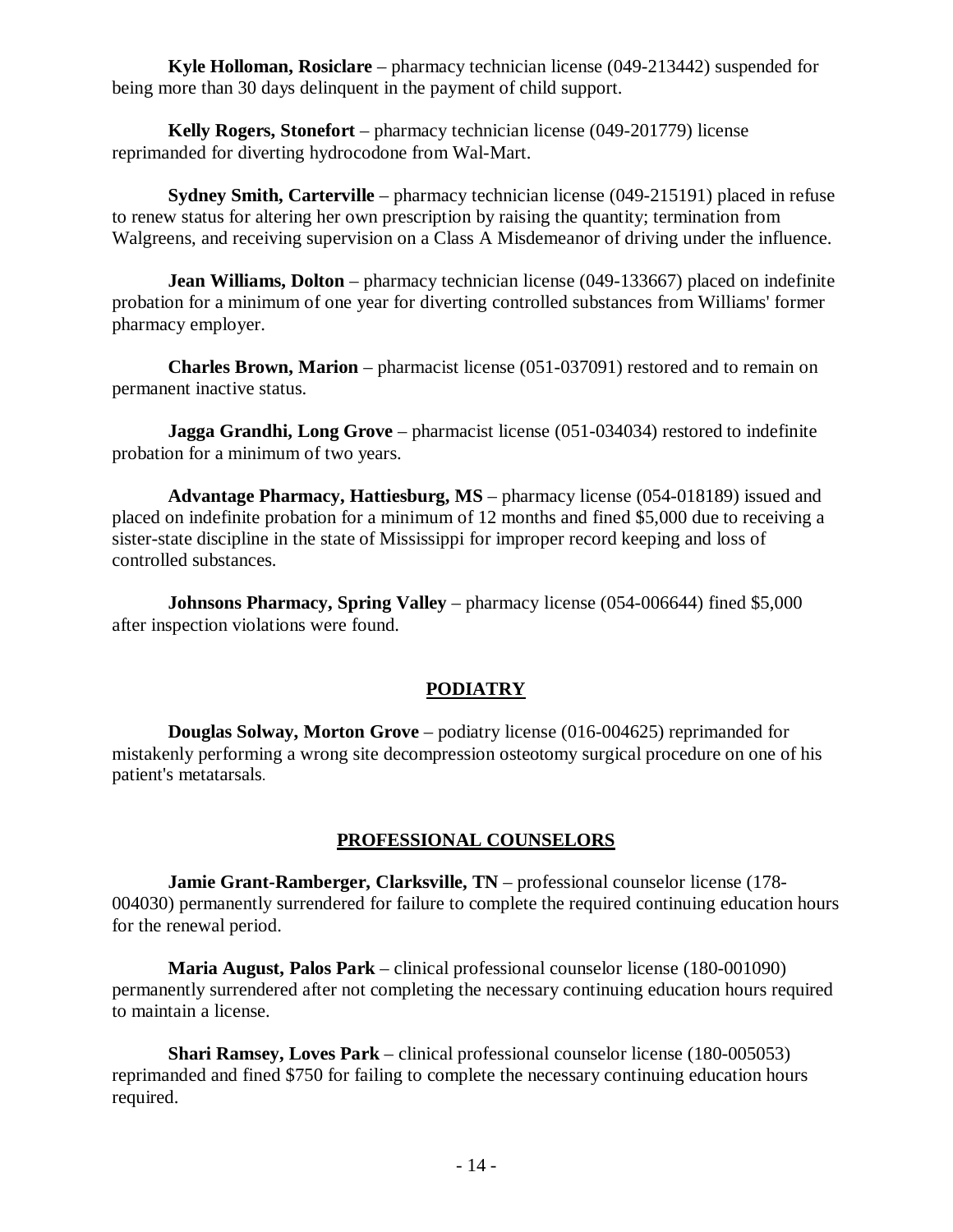**Kyle Holloman, Rosiclare** – pharmacy technician license (049-213442) suspended for being more than 30 days delinquent in the payment of child support.

**Kelly Rogers, Stonefort** – pharmacy technician license (049-201779) license reprimanded for diverting hydrocodone from Wal-Mart.

**Sydney Smith, Carterville** – pharmacy technician license (049-215191) placed in refuse to renew status for altering her own prescription by raising the quantity; termination from Walgreens, and receiving supervision on a Class A Misdemeanor of driving under the influence.

**Jean Williams, Dolton** – pharmacy technician license (049-133667) placed on indefinite probation for a minimum of one year for diverting controlled substances from Williams' former pharmacy employer.

**Charles Brown, Marion** – pharmacist license (051-037091) restored and to remain on permanent inactive status.

**Jagga Grandhi, Long Grove** – pharmacist license (051-034034) restored to indefinite probation for a minimum of two years.

**Advantage Pharmacy, Hattiesburg, MS** – pharmacy license (054-018189) issued and placed on indefinite probation for a minimum of 12 months and fined $5,000 due to receiving a sister-state discipline in the state of Mississippi for improper record keeping and loss of controlled substances.

**Johnsons Pharmacy, Spring Valley** – pharmacy license (054-006644) fined $5,000 after inspection violations were found.

## PODIATRY

**Douglas Solway, Morton Grove** – podiatry license (016-004625) reprimanded for mistakenly performing a wrong site decompression osteotomy surgical procedure on one of his patient's metatarsals.

## PROFESSIONAL COUNSELORS

**Jamie Grant-Ramberger, Clarksville, TN** – professional counselor license (178-004030) permanently surrendered for failure to complete the required continuing education hours for the renewal period.

**Maria August, Palos Park** – clinical professional counselor license (180-001090) permanently surrendered after not completing the necessary continuing education hours required to maintain a license.

**Shari Ramsey, Loves Park** – clinical professional counselor license (180-005053) reprimanded and fined $750 for failing to complete the necessary continuing education hours required.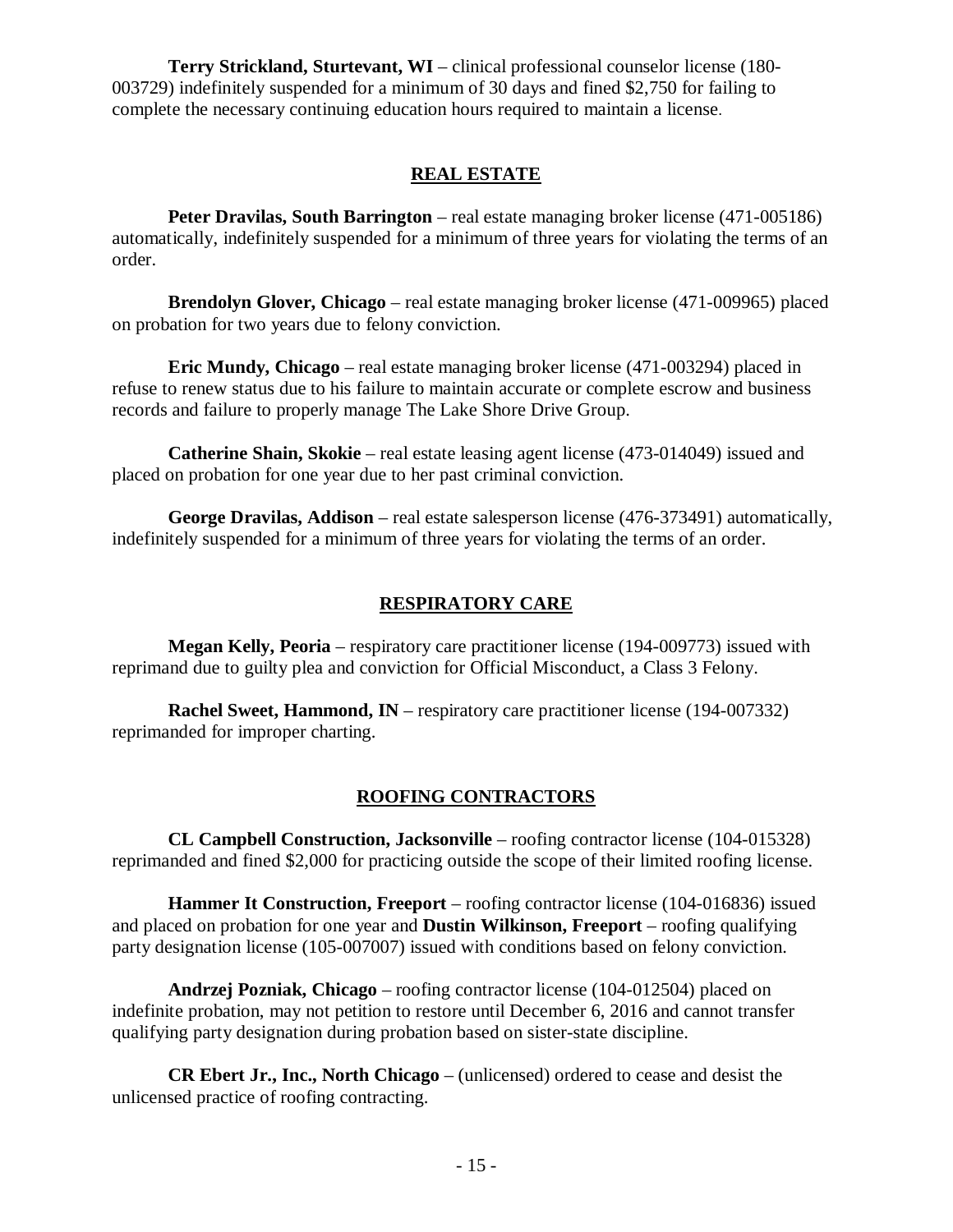**Terry Strickland, Sturtevant, WI** – clinical professional counselor license (180-003729) indefinitely suspended for a minimum of 30 days and fined $2,750 for failing to complete the necessary continuing education hours required to maintain a license.

## REAL ESTATE

**Peter Dravilas, South Barrington** – real estate managing broker license (471-005186) automatically, indefinitely suspended for a minimum of three years for violating the terms of an order.

**Brendolyn Glover, Chicago** – real estate managing broker license (471-009965) placed on probation for two years due to felony conviction.

**Eric Mundy, Chicago** – real estate managing broker license (471-003294) placed in refuse to renew status due to his failure to maintain accurate or complete escrow and business records and failure to properly manage The Lake Shore Drive Group.

**Catherine Shain, Skokie** – real estate leasing agent license (473-014049) issued and placed on probation for one year due to her past criminal conviction.

**George Dravilas, Addison** – real estate salesperson license (476-373491) automatically, indefinitely suspended for a minimum of three years for violating the terms of an order.

## RESPIRATORY CARE

**Megan Kelly, Peoria** – respiratory care practitioner license (194-009773) issued with reprimand due to guilty plea and conviction for Official Misconduct, a Class 3 Felony.

**Rachel Sweet, Hammond, IN** – respiratory care practitioner license (194-007332) reprimanded for improper charting.

## ROOFING CONTRACTORS

**CL Campbell Construction, Jacksonville** – roofing contractor license (104-015328) reprimanded and fined $2,000 for practicing outside the scope of their limited roofing license.

**Hammer It Construction, Freeport** – roofing contractor license (104-016836) issued and placed on probation for one year and **Dustin Wilkinson, Freeport** – roofing qualifying party designation license (105-007007) issued with conditions based on felony conviction.

**Andrzej Pozniak, Chicago** – roofing contractor license (104-012504) placed on indefinite probation, may not petition to restore until December 6, 2016 and cannot transfer qualifying party designation during probation based on sister-state discipline.

**CR Ebert Jr., Inc., North Chicago** – (unlicensed) ordered to cease and desist the unlicensed practice of roofing contracting.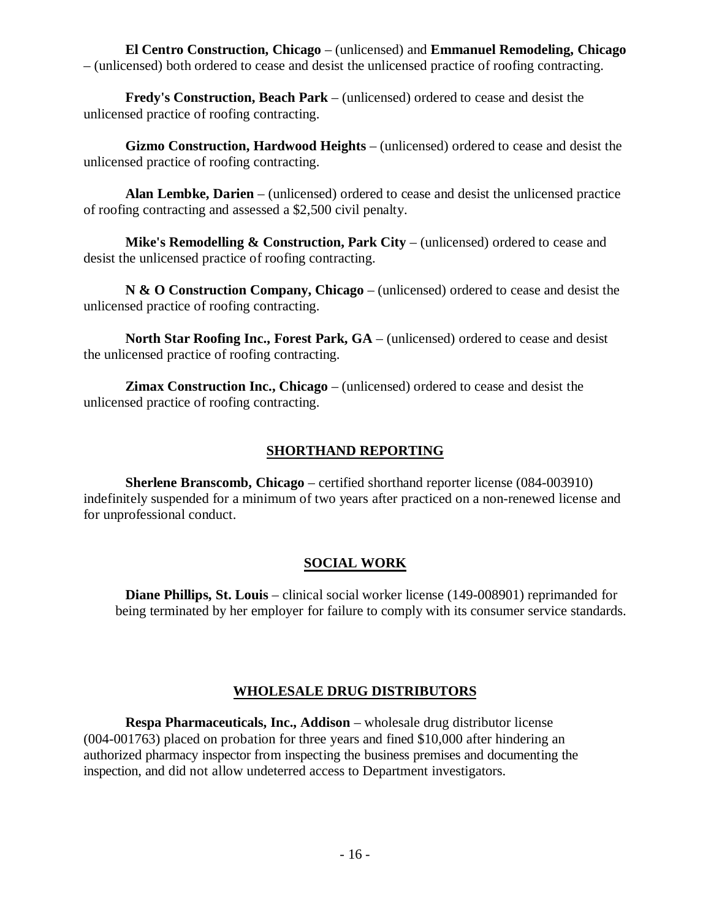**El Centro Construction, Chicago** – (unlicensed) and **Emmanuel Remodeling, Chicago** – (unlicensed) both ordered to cease and desist the unlicensed practice of roofing contracting.

**Fredy's Construction, Beach Park** – (unlicensed) ordered to cease and desist the unlicensed practice of roofing contracting.

**Gizmo Construction, Hardwood Heights** – (unlicensed) ordered to cease and desist the unlicensed practice of roofing contracting.

**Alan Lembke, Darien** – (unlicensed) ordered to cease and desist the unlicensed practice of roofing contracting and assessed a $2,500 civil penalty.

**Mike's Remodelling & Construction, Park City** – (unlicensed) ordered to cease and desist the unlicensed practice of roofing contracting.

**N & O Construction Company, Chicago** – (unlicensed) ordered to cease and desist the unlicensed practice of roofing contracting.

**North Star Roofing Inc., Forest Park, GA** – (unlicensed) ordered to cease and desist the unlicensed practice of roofing contracting.

**Zimax Construction Inc., Chicago** – (unlicensed) ordered to cease and desist the unlicensed practice of roofing contracting.

## SHORTHAND REPORTING

**Sherlene Branscomb, Chicago** – certified shorthand reporter license (084-003910) indefinitely suspended for a minimum of two years after practiced on a non-renewed license and for unprofessional conduct.

## SOCIAL WORK

**Diane Phillips, St. Louis** – clinical social worker license (149-008901) reprimanded for being terminated by her employer for failure to comply with its consumer service standards.

## WHOLESALE DRUG DISTRIBUTORS

**Respa Pharmaceuticals, Inc., Addison** – wholesale drug distributor license (004-001763) placed on probation for three years and fined $10,000 after hindering an authorized pharmacy inspector from inspecting the business premises and documenting the inspection, and did not allow undeterred access to Department investigators.